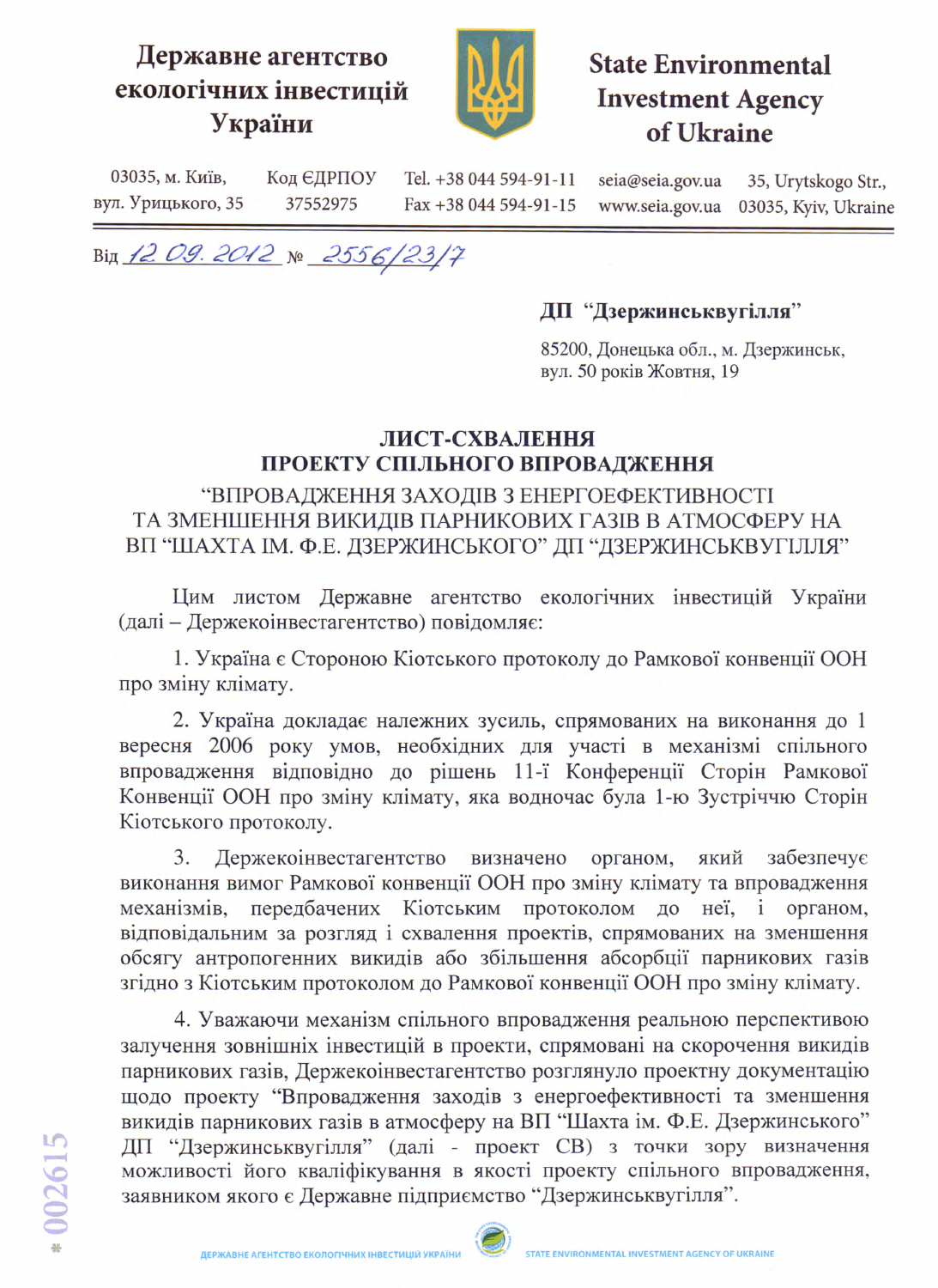**Державне агентство екологічних інвестицій України**

**State Environmental Investment Agency of Ukraine**

03035, м. Київ, вул. Урицького, 35 | Код ЄДРПОУ 37552975 | Tel. +38 044 594-91-11 Fax +38 044 594-91-15 | seia@seia.gov.ua www.seia.gov.ua | 35, Urytskogo Str., 03035, Kyiv, Ukraine

Від 12.09.2012 № 2556/23/7

**ДП "Дзержинськвугілля"**

85200, Донецька обл., м. Дзержинськ,
вул. 50 років Жовтня, 19

## ЛИСТ-СХВАЛЕННЯ ПРОЕКТУ СПІЛЬНОГО ВПРОВАДЖЕННЯ

### "ВПРОВАДЖЕННЯ ЗАХОДІВ З ЕНЕРГОЕФЕКТИВНОСТІ ТА ЗМЕНШЕННЯ ВИКИДІВ ПАРНИКОВИХ ГАЗІВ В АТМОСФЕРУ НА ВП "ШАХТА ІМ. Ф.Е. ДЗЕРЖИНСЬКОГО" ДП "ДЗЕРЖИНСЬКВУГІЛЛЯ"

Цим листом Державне агентство екологічних інвестицій України (далі – Держекоінвестагентство) повідомляє:

1. Україна є Стороною Кіотського протоколу до Рамкової конвенції ООН про зміну клімату.

2. Україна докладає належних зусиль, спрямованих на виконання до 1 вересня 2006 року умов, необхідних для участі в механізмі спільного впровадження відповідно до рішень 11-ї Конференції Сторін Рамкової Конвенції ООН про зміну клімату, яка водночас була 1-ю Зустріччю Сторін Кіотського протоколу.

3. Держекоінвестагентство визначено органом, який забезпечує виконання вимог Рамкової конвенції ООН про зміну клімату та впровадження механізмів, передбачених Кіотським протоколом до неї, і органом, відповідальним за розгляд і схвалення проектів, спрямованих на зменшення обсягу антропогенних викидів або збільшення абсорбції парникових газів згідно з Кіотським протоколом до Рамкової конвенції ООН про зміну клімату.

4. Уважаючи механізм спільного впровадження реальною перспективою залучення зовнішніх інвестицій в проекти, спрямовані на скорочення викидів парникових газів, Держекоінвестагентство розглянуло проектну документацію щодо проекту "Впровадження заходів з енергоефективності та зменшення викидів парникових газів в атмосферу на ВП "Шахта ім. Ф.Е. Дзержинського" ДП "Дзержинськвугілля" (далі - проект СВ) з точки зору визначення можливості його кваліфікування в якості проекту спільного впровадження, заявником якого є Державне підприємство "Дзержинськвугілля".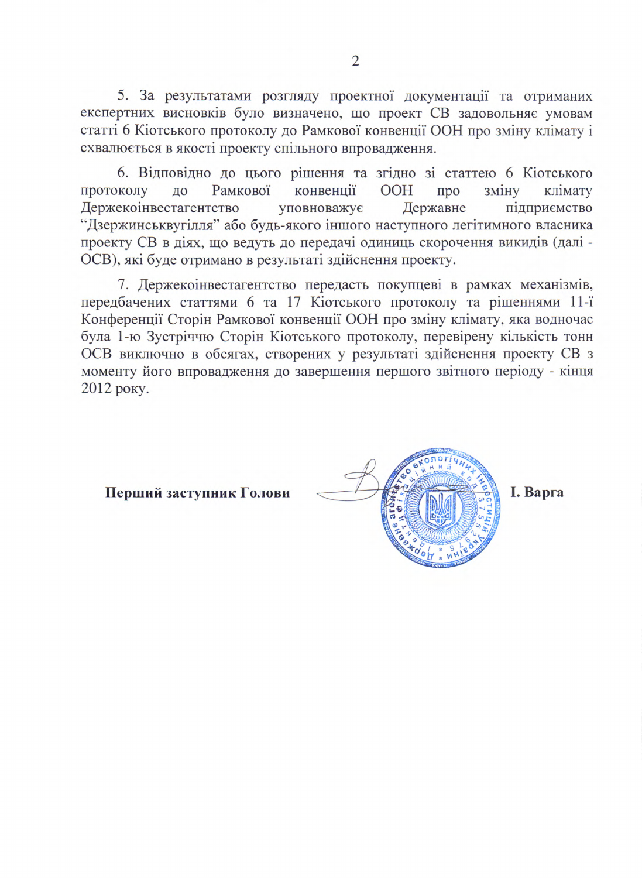5. За результатами розгляду проектної документації та отриманих експертних висновків було визначено, що проект СВ задовольняє умовам статті 6 Кіотського протоколу до Рамкової конвенції ООН про зміну клімату і схвалюється в якості проекту спільного впровадження.

6. Відповідно до цього рішення та згідно зі статтею 6 Кіотського протоколу до Рамкової конвенції ООН про зміну клімату Держекоінвестагентство уповноважує Державне підприємство "Дзержинськвугілля" або будь-якого іншого наступного легітимного власника проекту СВ в діях, що ведуть до передачі одиниць скорочення викидів (далі - ОСВ), які буде отримано в результаті здійснення проекту.

7. Держекоінвестагентство передасть покупцеві в рамках механізмів, передбачених статтями 6 та 17 Кіотського протоколу та рішеннями 11-ї Конференції Сторін Рамкової конвенції ООН про зміну клімату, яка водночас була 1-ю Зустріччю Сторін Кіотського протоколу, перевірену кількість тонн ОСВ виключно в обсягах, створених у результаті здійснення проекту СВ з моменту його впровадження до завершення першого звітного періоду - кінця 2012 року.

**Перший заступник Голови** **І. Варга**